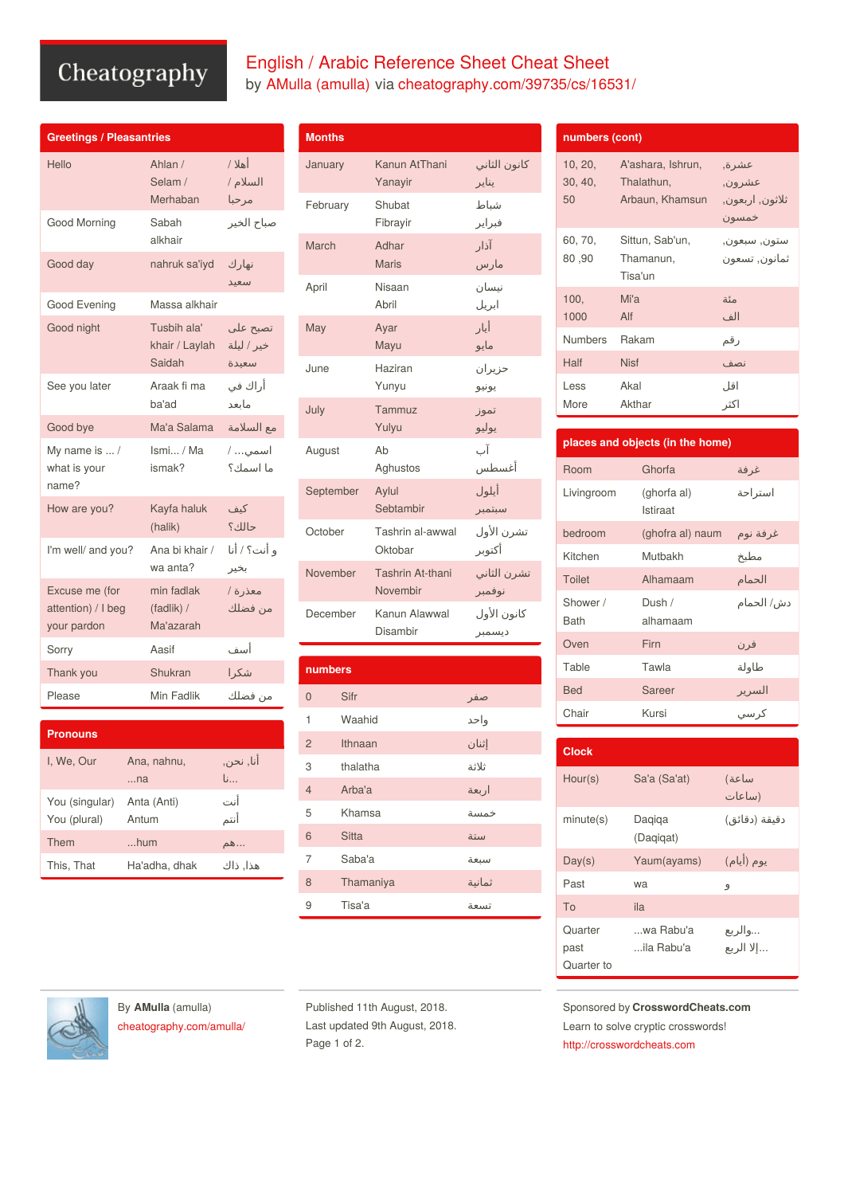# English / Arabic Reference Sheet Cheat Sheet

by AMulla (amulla) via cheatography.com/39735/cs/16531/

## Greetings / Pleasantries

| | | |
|---|---|---|
| Hello | Ahlan / Selam / Merhaban | أهلا / السلام / مرحبا |
| Good Morning | Sabah alkhair | صباح الخير |
| Good day | nahruk sa'iyd | نهارك سعيد |
| Good Evening | Massa alkhair | |
| Good night | Tusbih ala' khair / Laylah Saidah | تصبح على خير / ليلة سعيدة |
| See you later | Araak fi ma ba'ad | أراك في مابعد |
| Good bye | Ma'a Salama | مع السلامة |
| My name is ... / what is your name? | Ismi... / Ma ismak? | اسمي... / ما اسمك؟ |
| How are you? | Kayfa haluk (halik) | كيف حالك؟ |
| I'm well/ and you? | Ana bi khair / wa anta? | أنا بخير / و أنت؟ |
| Excuse me (for attention) / I beg your pardon | min fadlak (fadlik) / Ma'azarah | من فضلك / معذرة |
| Sorry | Aasif | أسف |
| Thank you | Shukran | شكرا |
| Please | Min Fadlik | من فضلك |

## Pronouns

| | | |
|---|---|---|
| I, We, Our | Ana, nahnu, ...na | أنا, نحن, نا... |
| You (singular) You (plural) | Anta (Anti) Antum | أنت أنتم |
| Them | ...hum | هم... |
| This, That | Ha'adha, dhak | هذا, ذاك |

## Months

| | | |
|---|---|---|
| January | Kanun AtThani Yanayir | كانون الثاني يناير |
| February | Shubat Fibrayir | شباط فبراير |
| March | Adhar Maris | آذار مارس |
| April | Nisaan Abril | نيسان ابريل |
| May | Ayar Mayu | أيار مايو |
| June | Haziran Yunyu | حزيران يونيو |
| July | Tammuz Yulyu | تموز يوليو |
| August | Ab Aghustos | آب أغسطس |
| September | Aylul Sebtambir | أيلول سبتمبر |
| October | Tashrin al-awwal Oktobar | تشرن الأول أكتوبر |
| November | Tashrin At-thani Novembir | تشرن الثاني نوفمبر |
| December | Kanun Alawwal Disambir | كانون الأول ديسمبر |

## numbers

| | | |
|---|---|---|
| 0 | Sifr | صفر |
| 1 | Waahid | واحد |
| 2 | Ithnaan | إثنان |
| 3 | thalatha | ثلاثة |
| 4 | Arba'a | اربعة |
| 5 | Khamsa | خمسة |
| 6 | Sitta | ستة |
| 7 | Saba'a | سبعة |
| 8 | Thamaniya | ثمانية |
| 9 | Tisa'a | تسعة |

## numbers (cont)

| | | |
|---|---|---|
| 10, 20, 30, 40, 50 | A'ashara, Ishrun, Thalathun, Arbaun, Khamsun | عشرة, عشرون, ثلاثون, اربعون, خمسون |
| 60, 70, 80 ,90 | Sittun, Sab'un, Thamanun, Tisa'un | ستون, سبعون, ثمانون, تسعون |
| 100, 1000 | Mi'a Alf | مئة الف |
| Numbers | Rakam | رقم |
| Half | Nisf | نصف |
| Less More | Akal Akthar | اقل اكثر |

## places and objects (in the home)

| | | |
|---|---|---|
| Room | Ghorfa | غرفة |
| Livingroom | (ghorfa al) Istiraat | استراحة |
| bedroom | (ghofra al) naum | غرفة نوم |
| Kitchen | Mutbakh | مطبخ |
| Toilet | Alhamaam | الحمام |
| Shower / Bath | Dush / alhamaam | دش/ الحمام |
| Oven | Firn | فرن |
| Table | Tawla | طاولة |
| Bed | Sareer | السرير |
| Chair | Kursi | كرسي |

## Clock

| | | |
|---|---|---|
| Hour(s) | Sa'a (Sa'at) | ساعة (ساعات) |
| minute(s) | Daqiqa (Daqiqat) | دقيقة (دقائق) |
| Day(s) | Yaum(ayams) | يوم (أيام) |
| Past | wa | و |
| To | ila | |
| Quarter past Quarter to | ...wa Rabu'a ...ila Rabu'a | ...والربع ...إلا الربع |

By **AMulla** (amulla) cheatography.com/amulla/

Published 11th August, 2018. Last updated 9th August, 2018.

Sponsored by **CrosswordCheats.com** Learn to solve cryptic crosswords! http://crosswordcheats.com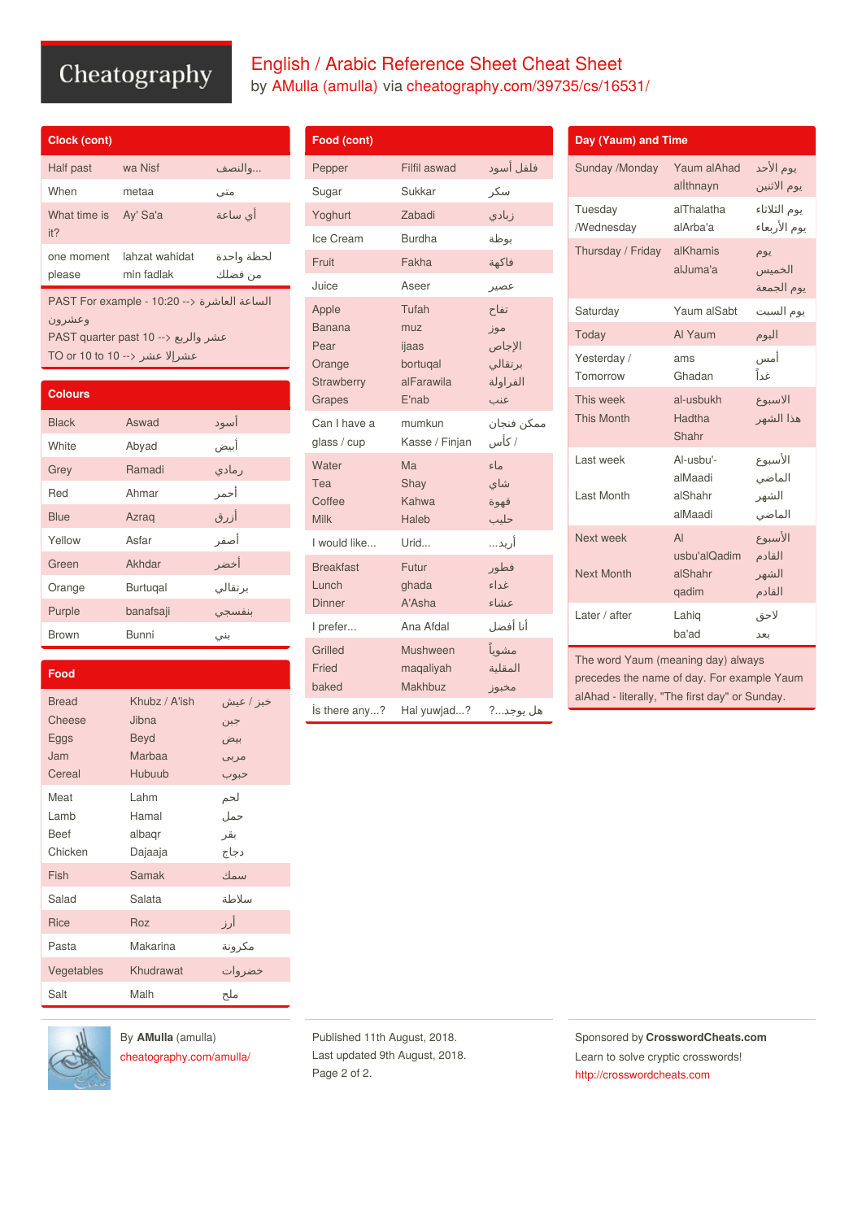# English / Arabic Reference Sheet Cheat Sheet

by AMulla (amulla) via cheatography.com/39735/cs/16531/

## Clock (cont)

| | | |
|---|---|---|
| Half past | wa Nisf | والنصف... |
| When | metaa | متى |
| What time is it? | Ay' Sa'a | أي ساعة |
| one moment please | lahzat wahidat min fadlak | لحظة واحدة من فضلك |

PAST For example - 10:20 --> الساعة العاشرة وعشرون
PAST quarter past 10 --> عشر والربع
TO or 10 to 10 --> عشر إلا عشر

## Colours

| | | |
|---|---|---|
| Black | Aswad | أسود |
| White | Abyad | أبيض |
| Grey | Ramadi | رمادي |
| Red | Ahmar | أحمر |
| Blue | Azraq | أزرق |
| Yellow | Asfar | أصفر |
| Green | Akhdar | أخضر |
| Orange | Burtuqal | برتقالي |
| Purple | banafsaji | بنفسجي |
| Brown | Bunni | بني |

## Food

| | | |
|---|---|---|
| Bread<br>Cheese<br>Eggs<br>Jam<br>Cereal | Khubz / A'ish<br>Jibna<br>Beyd<br>Marbaa<br>Hubuub | خبز / عيش<br>جبن<br>بيض<br>مربى<br>حبوب |
| Meat<br>Lamb<br>Beef<br>Chicken | Lahm<br>Hamal<br>albaqr<br>Dajaaja | لحم<br>حمل<br>بقر<br>دجاج |
| Fish | Samak | سمك |
| Salad | Salata | سلاطة |
| Rice | Roz | أرز |
| Pasta | Makarina | مكرونة |
| Vegetables | Khudrawat | خضروات |
| Salt | Malh | ملح |

## Food (cont)

| | | |
|---|---|---|
| Pepper | Filfil aswad | فلفل أسود |
| Sugar | Sukkar | سكر |
| Yoghurt | Zabadi | زبادي |
| Ice Cream | Burdha | بوظة |
| Fruit | Fakha | فاكهة |
| Juice | Aseer | عصير |
| Apple<br>Banana<br>Pear<br>Orange<br>Strawberry<br>Grapes | Tufah<br>muz<br>ijaas<br>bortuqal<br>alFarawila<br>E'nab | تفاح<br>موز<br>الإجاص<br>برتقال<br>الفراولة<br>عنب |
| Can I have a glass / cup | mumkun Kasse / Finjan | ممكن فنجان / كأس |
| Water<br>Tea<br>Coffee<br>Milk | Ma<br>Shay<br>Kahwa<br>Haleb | ماء<br>شاي<br>قهوة<br>حليب |
| I would like... | Urid... | أريد... |
| Breakfast<br>Lunch<br>Dinner | Futur<br>ghada<br>A'Asha | فطور<br>غداء<br>عشاء |
| I prefer... | Ana Afdal | أنا أفضل |
| Grilled<br>Fried<br>baked | Mushween<br>maqaliyah<br>Makhbuz | مشويأ<br>المقلية<br>مخبوز |
| Is there any...? | Hal yuwjad...? | هل يوجد...؟ |

## Day (Yaum) and Time

| | | |
|---|---|---|
| Sunday /Monday | Yaum alAhad alIthnayn | يوم الأحد<br>يوم الاثنين |
| Tuesday /Wednesday | alThalatha alArba'a | يوم الثلاثاء<br>يوم الأربعاء |
| Thursday / Friday | alKhamis alJuma'a | يوم الخميس<br>يوم الجمعة |
| Saturday | Yaum alSabt | يوم السبت |
| Today | Al Yaum | اليوم |
| Yesterday / Tomorrow | ams Ghadan | أمس<br>غداً |
| This week<br>This Month | al-usbukh Hadtha Shahr | الاسبوع<br>هذا الشهر |
| Last week<br><br>Last Month | Al-usbu'- alMaadi<br>alShahr alMaadi | الأسبوع الماضي<br>الشهر الماضي |
| Next week<br><br>Next Month | Al usbu'alQadim<br>alShahr qadim | الأسبوع القادم<br>الشهر القادم |
| Later / after | Lahiq ba'ad | لاحق<br>بعد |

The word Yaum (meaning day) always precedes the name of day. For example Yaum alAhad - literally, "The first day" or Sunday.

By **AMulla** (amulla)
cheatography.com/amulla/

Published 11th August, 2018.
Last updated 9th August, 2018.

Sponsored by **CrosswordCheats.com**
Learn to solve cryptic crosswords!
http://crosswordcheats.com